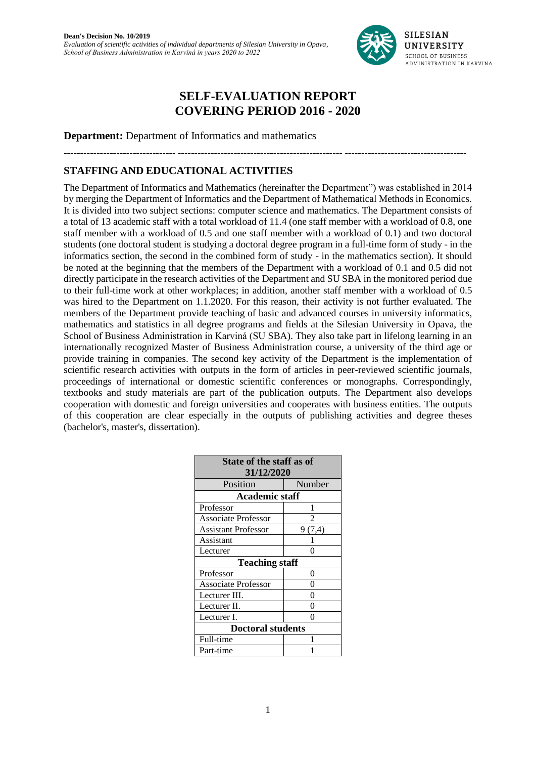# SELF-EVALUATION REPORT COVERING PERIOD 2016 - 2020

**Department:** Department of Informatics and mathematics

---

## STAFFING AND EDUCATIONAL ACTIVITIES

The Department of Informatics and Mathematics (hereinafter the Department") was established in 2014 by merging the Department of Informatics and the Department of Mathematical Methods in Economics. It is divided into two subject sections: computer science and mathematics. The Department consists of a total of 13 academic staff with a total workload of 11.4 (one staff member with a workload of 0.8, one staff member with a workload of 0.5 and one staff member with a workload of 0.1) and two doctoral students (one doctoral student is studying a doctoral degree program in a full-time form of study - in the informatics section, the second in the combined form of study - in the mathematics section). It should be noted at the beginning that the members of the Department with a workload of 0.1 and 0.5 did not directly participate in the research activities of the Department and SU SBA in the monitored period due to their full-time work at other workplaces; in addition, another staff member with a workload of 0.5 was hired to the Department on 1.1.2020. For this reason, their activity is not further evaluated. The members of the Department provide teaching of basic and advanced courses in university informatics, mathematics and statistics in all degree programs and fields at the Silesian University in Opava, the School of Business Administration in Karviná (SU SBA). They also take part in lifelong learning in an internationally recognized Master of Business Administration course, a university of the third age or provide training in companies. The second key activity of the Department is the implementation of scientific research activities with outputs in the form of articles in peer-reviewed scientific journals, proceedings of international or domestic scientific conferences or monographs. Correspondingly, textbooks and study materials are part of the publication outputs. The Department also develops cooperation with domestic and foreign universities and cooperates with business entities. The outputs of this cooperation are clear especially in the outputs of publishing activities and degree theses (bachelor's, master's, dissertation).

| State of the staff as of 31/12/2020 | |
|---|---|
| Position | Number |
| **Academic staff** | |
| Professor | 1 |
| Associate Professor | 2 |
| Assistant Professor | 9 (7,4) |
| Assistant | 1 |
| Lecturer | 0 |
| **Teaching staff** | |
| Professor | 0 |
| Associate Professor | 0 |
| Lecturer III. | 0 |
| Lecturer II. | 0 |
| Lecturer I. | 0 |
| **Doctoral students** | |
| Full-time | 1 |
| Part-time | 1 |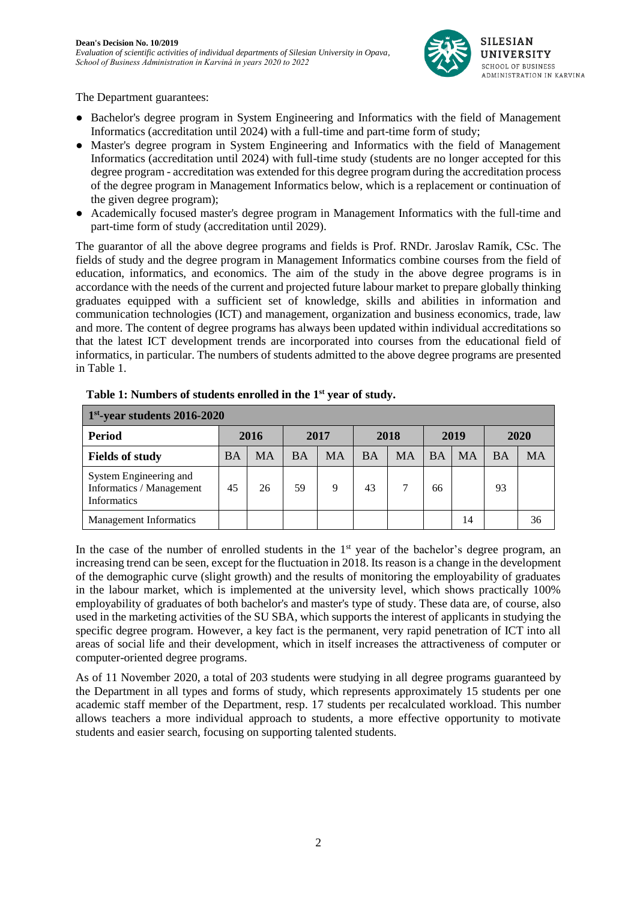The Department guarantees:

- Bachelor's degree program in System Engineering and Informatics with the field of Management Informatics (accreditation until 2024) with a full-time and part-time form of study;
- Master's degree program in System Engineering and Informatics with the field of Management Informatics (accreditation until 2024) with full-time study (students are no longer accepted for this degree program - accreditation was extended for this degree program during the accreditation process of the degree program in Management Informatics below, which is a replacement or continuation of the given degree program);
- Academically focused master's degree program in Management Informatics with the full-time and part-time form of study (accreditation until 2029).

The guarantor of all the above degree programs and fields is Prof. RNDr. Jaroslav Ramík, CSc. The fields of study and the degree program in Management Informatics combine courses from the field of education, informatics, and economics. The aim of the study in the above degree programs is in accordance with the needs of the current and projected future labour market to prepare globally thinking graduates equipped with a sufficient set of knowledge, skills and abilities in information and communication technologies (ICT) and management, organization and business economics, trade, law and more. The content of degree programs has always been updated within individual accreditations so that the latest ICT development trends are incorporated into courses from the educational field of informatics, in particular. The numbers of students admitted to the above degree programs are presented in Table 1.

**Table 1: Numbers of students enrolled in the 1st year of study.**

| 1st-year students 2016-2020 | | | | | | | | | | |
|---|---|---|---|---|---|---|---|---|---|---|
| **Period** | **2016** | | **2017** | | **2018** | | **2019** | | **2020** | |
| **Fields of study** | BA | MA | BA | MA | BA | MA | BA | MA | BA | MA |
| System Engineering and Informatics / Management Informatics | 45 | 26 | 59 | 9 | 43 | 7 | 66 | | 93 | |
| Management Informatics | | | | | | | | 14 | | 36 |

In the case of the number of enrolled students in the 1st year of the bachelor's degree program, an increasing trend can be seen, except for the fluctuation in 2018. Its reason is a change in the development of the demographic curve (slight growth) and the results of monitoring the employability of graduates in the labour market, which is implemented at the university level, which shows practically 100% employability of graduates of both bachelor's and master's type of study. These data are, of course, also used in the marketing activities of the SU SBA, which supports the interest of applicants in studying the specific degree program. However, a key fact is the permanent, very rapid penetration of ICT into all areas of social life and their development, which in itself increases the attractiveness of computer or computer-oriented degree programs.

As of 11 November 2020, a total of 203 students were studying in all degree programs guaranteed by the Department in all types and forms of study, which represents approximately 15 students per one academic staff member of the Department, resp. 17 students per recalculated workload. This number allows teachers a more individual approach to students, a more effective opportunity to motivate students and easier search, focusing on supporting talented students.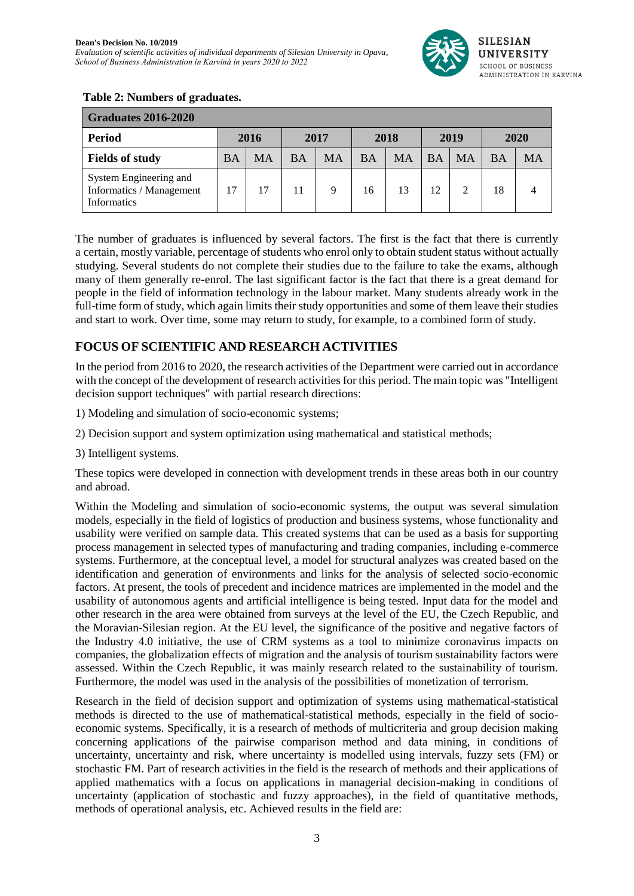**Table 2: Numbers of graduates.**

| Graduates 2016-2020 | | | | | | | | | | |
|---|---|---|---|---|---|---|---|---|---|---|
| **Period** | **2016** | | **2017** | | **2018** | | **2019** | | **2020** | |
| **Fields of study** | BA | MA | BA | MA | BA | MA | BA | MA | BA | MA |
| System Engineering and Informatics / Management Informatics | 17 | 17 | 11 | 9 | 16 | 13 | 12 | 2 | 18 | 4 |

The number of graduates is influenced by several factors. The first is the fact that there is currently a certain, mostly variable, percentage of students who enrol only to obtain student status without actually studying. Several students do not complete their studies due to the failure to take the exams, although many of them generally re-enrol. The last significant factor is the fact that there is a great demand for people in the field of information technology in the labour market. Many students already work in the full-time form of study, which again limits their study opportunities and some of them leave their studies and start to work. Over time, some may return to study, for example, to a combined form of study.

## FOCUS OF SCIENTIFIC AND RESEARCH ACTIVITIES

In the period from 2016 to 2020, the research activities of the Department were carried out in accordance with the concept of the development of research activities for this period. The main topic was "Intelligent decision support techniques" with partial research directions:

1) Modeling and simulation of socio-economic systems;

2) Decision support and system optimization using mathematical and statistical methods;

3) Intelligent systems.

These topics were developed in connection with development trends in these areas both in our country and abroad.

Within the Modeling and simulation of socio-economic systems, the output was several simulation models, especially in the field of logistics of production and business systems, whose functionality and usability were verified on sample data. This created systems that can be used as a basis for supporting process management in selected types of manufacturing and trading companies, including e-commerce systems. Furthermore, at the conceptual level, a model for structural analyzes was created based on the identification and generation of environments and links for the analysis of selected socio-economic factors. At present, the tools of precedent and incidence matrices are implemented in the model and the usability of autonomous agents and artificial intelligence is being tested. Input data for the model and other research in the area were obtained from surveys at the level of the EU, the Czech Republic, and the Moravian-Silesian region. At the EU level, the significance of the positive and negative factors of the Industry 4.0 initiative, the use of CRM systems as a tool to minimize coronavirus impacts on companies, the globalization effects of migration and the analysis of tourism sustainability factors were assessed. Within the Czech Republic, it was mainly research related to the sustainability of tourism. Furthermore, the model was used in the analysis of the possibilities of monetization of terrorism.

Research in the field of decision support and optimization of systems using mathematical-statistical methods is directed to the use of mathematical-statistical methods, especially in the field of socio-economic systems. Specifically, it is a research of methods of multicriteria and group decision making concerning applications of the pairwise comparison method and data mining, in conditions of uncertainty, uncertainty and risk, where uncertainty is modelled using intervals, fuzzy sets (FM) or stochastic FM. Part of research activities in the field is the research of methods and their applications of applied mathematics with a focus on applications in managerial decision-making in conditions of uncertainty (application of stochastic and fuzzy approaches), in the field of quantitative methods, methods of operational analysis, etc. Achieved results in the field are: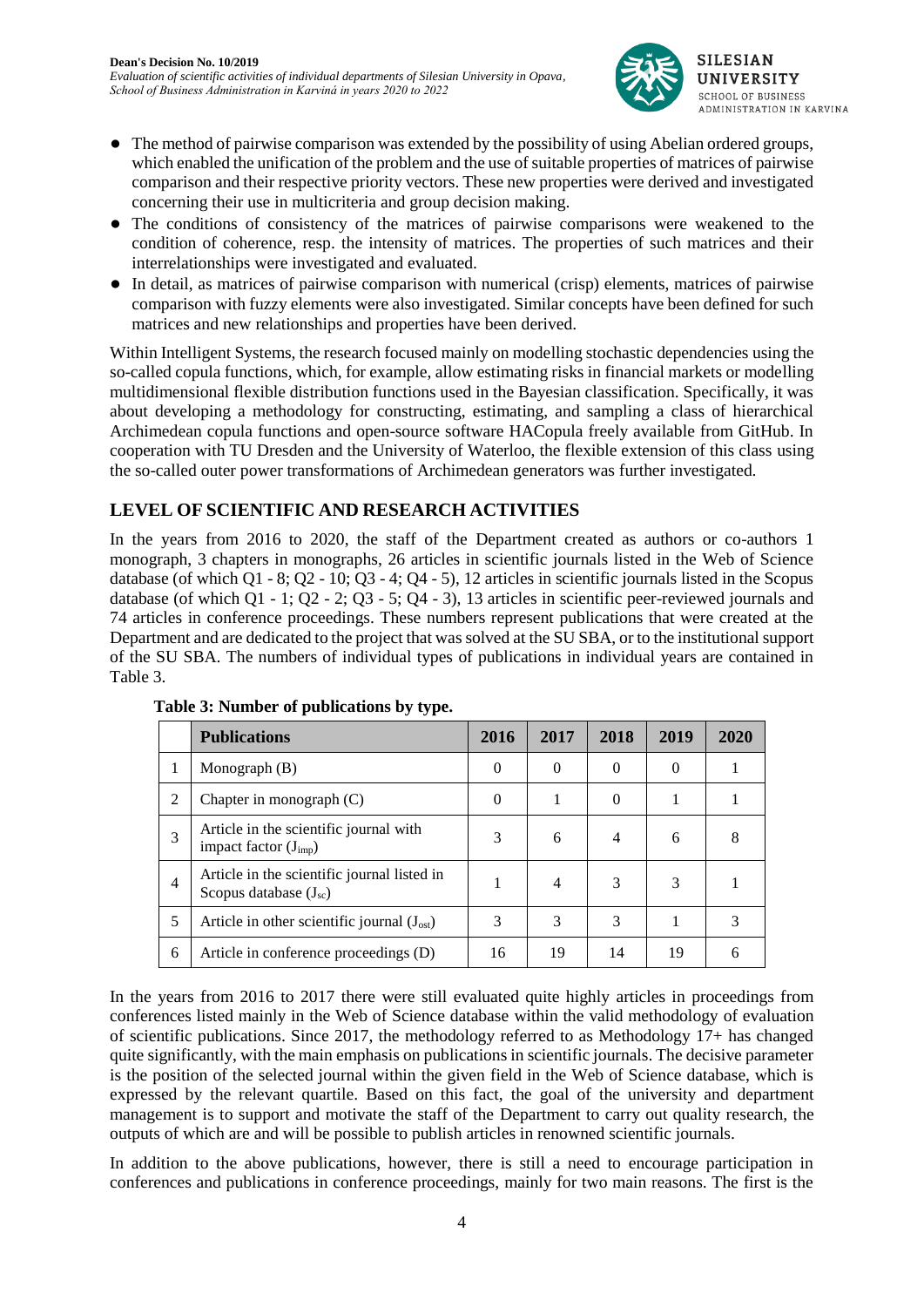- The method of pairwise comparison was extended by the possibility of using Abelian ordered groups, which enabled the unification of the problem and the use of suitable properties of matrices of pairwise comparison and their respective priority vectors. These new properties were derived and investigated concerning their use in multicriteria and group decision making.
- The conditions of consistency of the matrices of pairwise comparisons were weakened to the condition of coherence, resp. the intensity of matrices. The properties of such matrices and their interrelationships were investigated and evaluated.
- In detail, as matrices of pairwise comparison with numerical (crisp) elements, matrices of pairwise comparison with fuzzy elements were also investigated. Similar concepts have been defined for such matrices and new relationships and properties have been derived.

Within Intelligent Systems, the research focused mainly on modelling stochastic dependencies using the so-called copula functions, which, for example, allow estimating risks in financial markets or modelling multidimensional flexible distribution functions used in the Bayesian classification. Specifically, it was about developing a methodology for constructing, estimating, and sampling a class of hierarchical Archimedean copula functions and open-source software HACopula freely available from GitHub. In cooperation with TU Dresden and the University of Waterloo, the flexible extension of this class using the so-called outer power transformations of Archimedean generators was further investigated.

## LEVEL OF SCIENTIFIC AND RESEARCH ACTIVITIES

In the years from 2016 to 2020, the staff of the Department created as authors or co-authors 1 monograph, 3 chapters in monographs, 26 articles in scientific journals listed in the Web of Science database (of which Q1 - 8; Q2 - 10; Q3 - 4; Q4 - 5), 12 articles in scientific journals listed in the Scopus database (of which Q1 - 1; Q2 - 2; Q3 - 5; Q4 - 3), 13 articles in scientific peer-reviewed journals and 74 articles in conference proceedings. These numbers represent publications that were created at the Department and are dedicated to the project that was solved at the SU SBA, or to the institutional support of the SU SBA. The numbers of individual types of publications in individual years are contained in Table 3.

**Table 3: Number of publications by type.**

| | **Publications** | **2016** | **2017** | **2018** | **2019** | **2020** |
|---|---|---|---|---|---|---|
| 1 | Monograph (B) | 0 | 0 | 0 | 0 | 1 |
| 2 | Chapter in monograph (C) | 0 | 1 | 0 | 1 | 1 |
| 3 | Article in the scientific journal with impact factor ($J_{imp}$) | 3 | 6 | 4 | 6 | 8 |
| 4 | Article in the scientific journal listed in Scopus database ($J_{sc}$) | 1 | 4 | 3 | 3 | 1 |
| 5 | Article in other scientific journal ($J_{ost}$) | 3 | 3 | 3 | 1 | 3 |
| 6 | Article in conference proceedings (D) | 16 | 19 | 14 | 19 | 6 |

In the years from 2016 to 2017 there were still evaluated quite highly articles in proceedings from conferences listed mainly in the Web of Science database within the valid methodology of evaluation of scientific publications. Since 2017, the methodology referred to as Methodology 17+ has changed quite significantly, with the main emphasis on publications in scientific journals. The decisive parameter is the position of the selected journal within the given field in the Web of Science database, which is expressed by the relevant quartile. Based on this fact, the goal of the university and department management is to support and motivate the staff of the Department to carry out quality research, the outputs of which are and will be possible to publish articles in renowned scientific journals.

In addition to the above publications, however, there is still a need to encourage participation in conferences and publications in conference proceedings, mainly for two main reasons. The first is the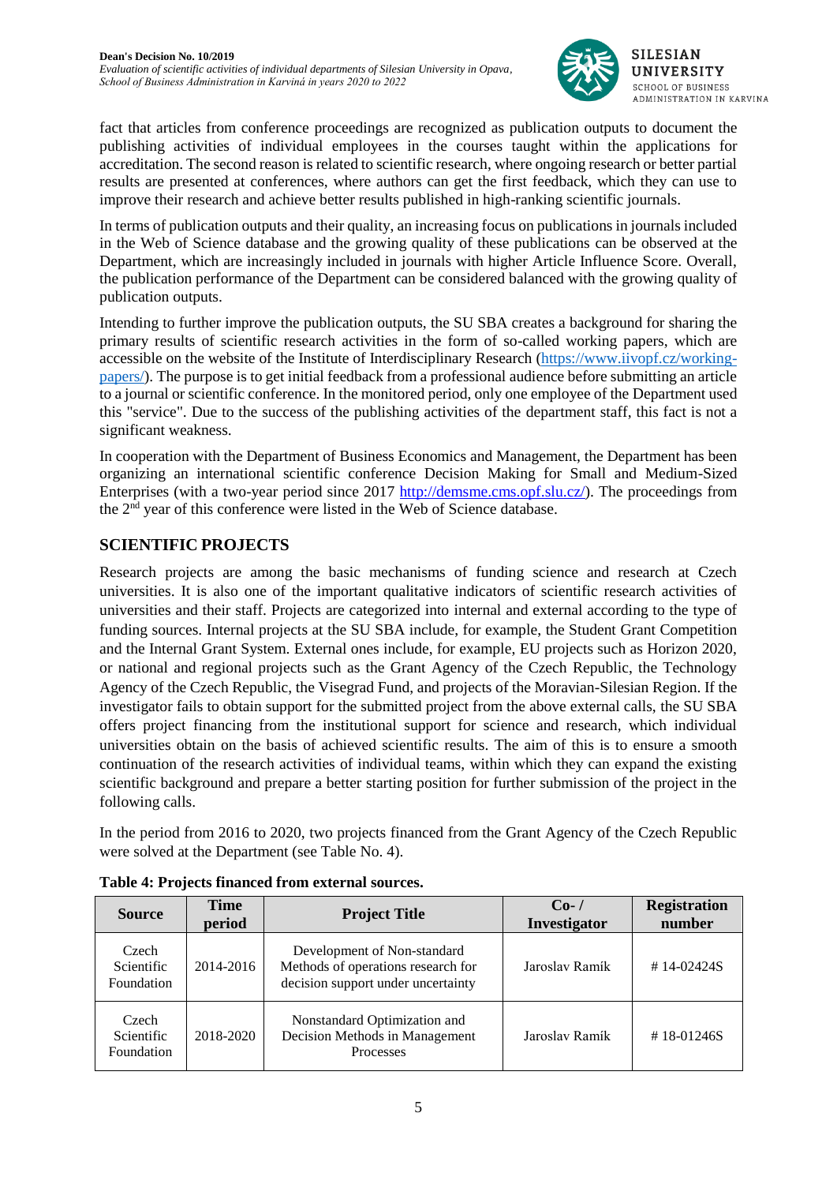fact that articles from conference proceedings are recognized as publication outputs to document the publishing activities of individual employees in the courses taught within the applications for accreditation. The second reason is related to scientific research, where ongoing research or better partial results are presented at conferences, where authors can get the first feedback, which they can use to improve their research and achieve better results published in high-ranking scientific journals.

In terms of publication outputs and their quality, an increasing focus on publications in journals included in the Web of Science database and the growing quality of these publications can be observed at the Department, which are increasingly included in journals with higher Article Influence Score. Overall, the publication performance of the Department can be considered balanced with the growing quality of publication outputs.

Intending to further improve the publication outputs, the SU SBA creates a background for sharing the primary results of scientific research activities in the form of so-called working papers, which are accessible on the website of the Institute of Interdisciplinary Research (https://www.iivopf.cz/working-papers/). The purpose is to get initial feedback from a professional audience before submitting an article to a journal or scientific conference. In the monitored period, only one employee of the Department used this "service". Due to the success of the publishing activities of the department staff, this fact is not a significant weakness.

In cooperation with the Department of Business Economics and Management, the Department has been organizing an international scientific conference Decision Making for Small and Medium-Sized Enterprises (with a two-year period since 2017 http://demsme.cms.opf.slu.cz/). The proceedings from the 2nd year of this conference were listed in the Web of Science database.

## SCIENTIFIC PROJECTS

Research projects are among the basic mechanisms of funding science and research at Czech universities. It is also one of the important qualitative indicators of scientific research activities of universities and their staff. Projects are categorized into internal and external according to the type of funding sources. Internal projects at the SU SBA include, for example, the Student Grant Competition and the Internal Grant System. External ones include, for example, EU projects such as Horizon 2020, or national and regional projects such as the Grant Agency of the Czech Republic, the Technology Agency of the Czech Republic, the Visegrad Fund, and projects of the Moravian-Silesian Region. If the investigator fails to obtain support for the submitted project from the above external calls, the SU SBA offers project financing from the institutional support for science and research, which individual universities obtain on the basis of achieved scientific results. The aim of this is to ensure a smooth continuation of the research activities of individual teams, within which they can expand the existing scientific background and prepare a better starting position for further submission of the project in the following calls.

In the period from 2016 to 2020, two projects financed from the Grant Agency of the Czech Republic were solved at the Department (see Table No. 4).

**Table 4: Projects financed from external sources.**

| Source | Time period | Project Title | Co- / Investigator | Registration number |
|---|---|---|---|---|
| Czech Scientific Foundation | 2014-2016 | Development of Non-standard Methods of operations research for decision support under uncertainty | Jaroslav Ramík | # 14-02424S |
| Czech Scientific Foundation | 2018-2020 | Nonstandard Optimization and Decision Methods in Management Processes | Jaroslav Ramík | # 18-01246S |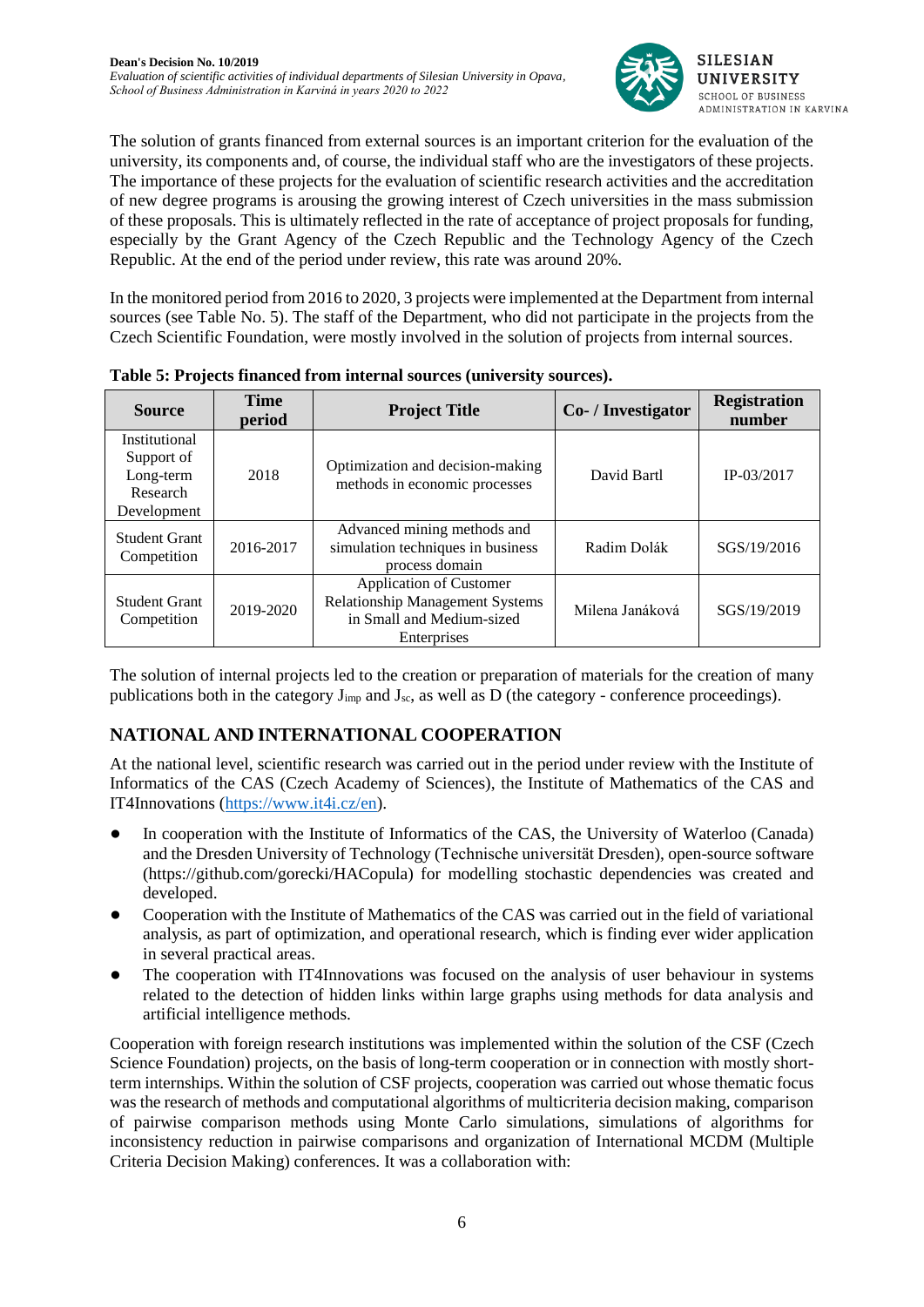The solution of grants financed from external sources is an important criterion for the evaluation of the university, its components and, of course, the individual staff who are the investigators of these projects. The importance of these projects for the evaluation of scientific research activities and the accreditation of new degree programs is arousing the growing interest of Czech universities in the mass submission of these proposals. This is ultimately reflected in the rate of acceptance of project proposals for funding, especially by the Grant Agency of the Czech Republic and the Technology Agency of the Czech Republic. At the end of the period under review, this rate was around 20%.

In the monitored period from 2016 to 2020, 3 projects were implemented at the Department from internal sources (see Table No. 5). The staff of the Department, who did not participate in the projects from the Czech Scientific Foundation, were mostly involved in the solution of projects from internal sources.

**Table 5: Projects financed from internal sources (university sources).**

| Source | Time period | Project Title | Co- / Investigator | Registration number |
|---|---|---|---|---|
| Institutional Support of Long-term Research Development | 2018 | Optimization and decision-making methods in economic processes | David Bartl | IP-03/2017 |
| Student Grant Competition | 2016-2017 | Advanced mining methods and simulation techniques in business process domain | Radim Dolák | SGS/19/2016 |
| Student Grant Competition | 2019-2020 | Application of Customer Relationship Management Systems in Small and Medium-sized Enterprises | Milena Janáková | SGS/19/2019 |

The solution of internal projects led to the creation or preparation of materials for the creation of many publications both in the category $J_{imp}$ and $J_{sc}$, as well as D (the category - conference proceedings).

## NATIONAL AND INTERNATIONAL COOPERATION

At the national level, scientific research was carried out in the period under review with the Institute of Informatics of the CAS (Czech Academy of Sciences), the Institute of Mathematics of the CAS and IT4Innovations (https://www.it4i.cz/en).

- In cooperation with the Institute of Informatics of the CAS, the University of Waterloo (Canada) and the Dresden University of Technology (Technische universität Dresden), open-source software (https://github.com/gorecki/HACopula) for modelling stochastic dependencies was created and developed.
- Cooperation with the Institute of Mathematics of the CAS was carried out in the field of variational analysis, as part of optimization, and operational research, which is finding ever wider application in several practical areas.
- The cooperation with IT4Innovations was focused on the analysis of user behaviour in systems related to the detection of hidden links within large graphs using methods for data analysis and artificial intelligence methods.

Cooperation with foreign research institutions was implemented within the solution of the CSF (Czech Science Foundation) projects, on the basis of long-term cooperation or in connection with mostly short-term internships. Within the solution of CSF projects, cooperation was carried out whose thematic focus was the research of methods and computational algorithms of multicriteria decision making, comparison of pairwise comparison methods using Monte Carlo simulations, simulations of algorithms for inconsistency reduction in pairwise comparisons and organization of International MCDM (Multiple Criteria Decision Making) conferences. It was a collaboration with: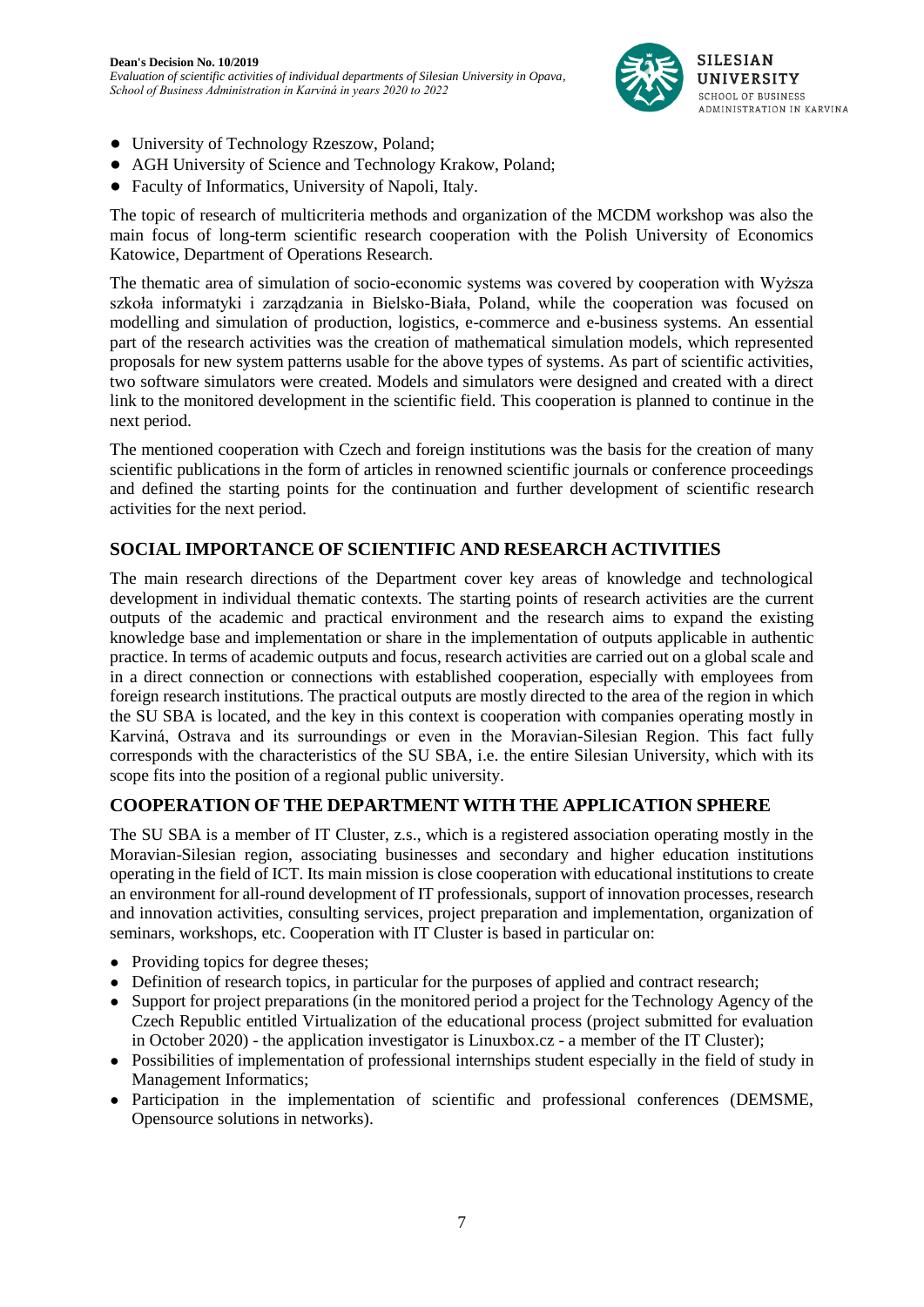- University of Technology Rzeszow, Poland;
- AGH University of Science and Technology Krakow, Poland;
- Faculty of Informatics, University of Napoli, Italy.

The topic of research of multicriteria methods and organization of the MCDM workshop was also the main focus of long-term scientific research cooperation with the Polish University of Economics Katowice, Department of Operations Research.

The thematic area of simulation of socio-economic systems was covered by cooperation with Wyższa szkoła informatyki i zarządzania in Bielsko-Biała, Poland, while the cooperation was focused on modelling and simulation of production, logistics, e-commerce and e-business systems. An essential part of the research activities was the creation of mathematical simulation models, which represented proposals for new system patterns usable for the above types of systems. As part of scientific activities, two software simulators were created. Models and simulators were designed and created with a direct link to the monitored development in the scientific field. This cooperation is planned to continue in the next period.

The mentioned cooperation with Czech and foreign institutions was the basis for the creation of many scientific publications in the form of articles in renowned scientific journals or conference proceedings and defined the starting points for the continuation and further development of scientific research activities for the next period.

## SOCIAL IMPORTANCE OF SCIENTIFIC AND RESEARCH ACTIVITIES

The main research directions of the Department cover key areas of knowledge and technological development in individual thematic contexts. The starting points of research activities are the current outputs of the academic and practical environment and the research aims to expand the existing knowledge base and implementation or share in the implementation of outputs applicable in authentic practice. In terms of academic outputs and focus, research activities are carried out on a global scale and in a direct connection or connections with established cooperation, especially with employees from foreign research institutions. The practical outputs are mostly directed to the area of the region in which the SU SBA is located, and the key in this context is cooperation with companies operating mostly in Karviná, Ostrava and its surroundings or even in the Moravian-Silesian Region. This fact fully corresponds with the characteristics of the SU SBA, i.e. the entire Silesian University, which with its scope fits into the position of a regional public university.

## COOPERATION OF THE DEPARTMENT WITH THE APPLICATION SPHERE

The SU SBA is a member of IT Cluster, z.s., which is a registered association operating mostly in the Moravian-Silesian region, associating businesses and secondary and higher education institutions operating in the field of ICT. Its main mission is close cooperation with educational institutions to create an environment for all-round development of IT professionals, support of innovation processes, research and innovation activities, consulting services, project preparation and implementation, organization of seminars, workshops, etc. Cooperation with IT Cluster is based in particular on:

- Providing topics for degree theses;
- Definition of research topics, in particular for the purposes of applied and contract research;
- Support for project preparations (in the monitored period a project for the Technology Agency of the Czech Republic entitled Virtualization of the educational process (project submitted for evaluation in October 2020) - the application investigator is Linuxbox.cz - a member of the IT Cluster);
- Possibilities of implementation of professional internships student especially in the field of study in Management Informatics;
- Participation in the implementation of scientific and professional conferences (DEMSME, Opensource solutions in networks).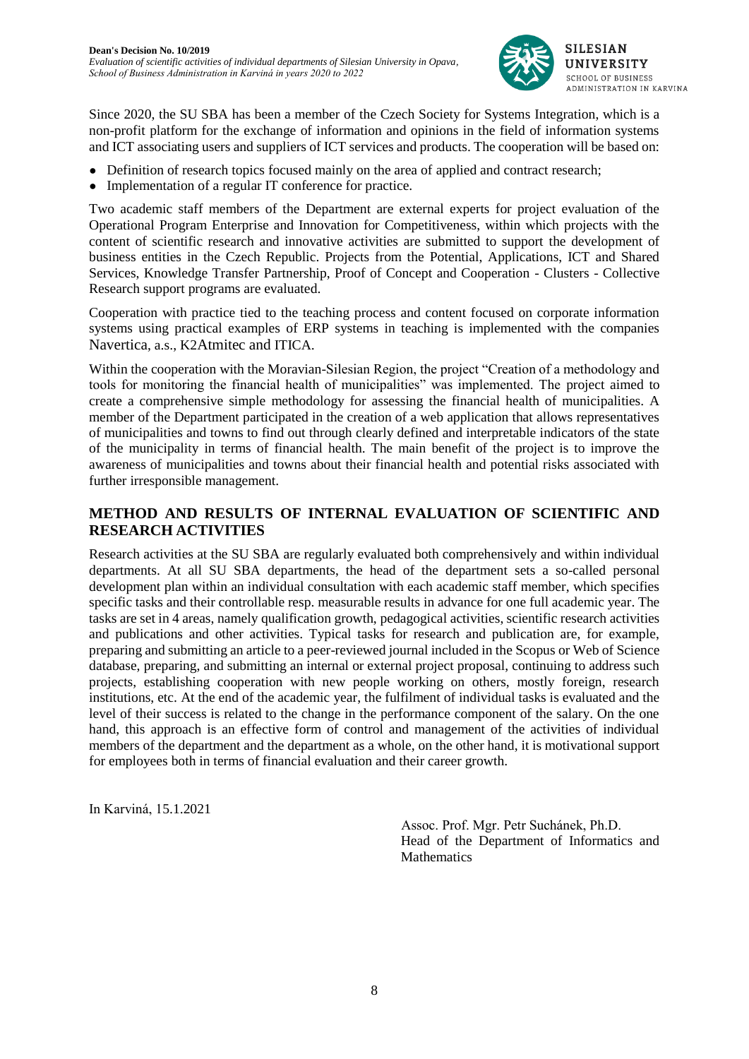Since 2020, the SU SBA has been a member of the Czech Society for Systems Integration, which is a non-profit platform for the exchange of information and opinions in the field of information systems and ICT associating users and suppliers of ICT services and products. The cooperation will be based on:

- Definition of research topics focused mainly on the area of applied and contract research;
- Implementation of a regular IT conference for practice.

Two academic staff members of the Department are external experts for project evaluation of the Operational Program Enterprise and Innovation for Competitiveness, within which projects with the content of scientific research and innovative activities are submitted to support the development of business entities in the Czech Republic. Projects from the Potential, Applications, ICT and Shared Services, Knowledge Transfer Partnership, Proof of Concept and Cooperation - Clusters - Collective Research support programs are evaluated.

Cooperation with practice tied to the teaching process and content focused on corporate information systems using practical examples of ERP systems in teaching is implemented with the companies Navertica, a.s., K2Atmitec and ITICA.

Within the cooperation with the Moravian-Silesian Region, the project "Creation of a methodology and tools for monitoring the financial health of municipalities" was implemented. The project aimed to create a comprehensive simple methodology for assessing the financial health of municipalities. A member of the Department participated in the creation of a web application that allows representatives of municipalities and towns to find out through clearly defined and interpretable indicators of the state of the municipality in terms of financial health. The main benefit of the project is to improve the awareness of municipalities and towns about their financial health and potential risks associated with further irresponsible management.

## METHOD AND RESULTS OF INTERNAL EVALUATION OF SCIENTIFIC AND RESEARCH ACTIVITIES

Research activities at the SU SBA are regularly evaluated both comprehensively and within individual departments. At all SU SBA departments, the head of the department sets a so-called personal development plan within an individual consultation with each academic staff member, which specifies specific tasks and their controllable resp. measurable results in advance for one full academic year. The tasks are set in 4 areas, namely qualification growth, pedagogical activities, scientific research activities and publications and other activities. Typical tasks for research and publication are, for example, preparing and submitting an article to a peer-reviewed journal included in the Scopus or Web of Science database, preparing, and submitting an internal or external project proposal, continuing to address such projects, establishing cooperation with new people working on others, mostly foreign, research institutions, etc. At the end of the academic year, the fulfilment of individual tasks is evaluated and the level of their success is related to the change in the performance component of the salary. On the one hand, this approach is an effective form of control and management of the activities of individual members of the department and the department as a whole, on the other hand, it is motivational support for employees both in terms of financial evaluation and their career growth.

In Karviná, 15.1.2021

Assoc. Prof. Mgr. Petr Suchánek, Ph.D.
Head of the Department of Informatics and Mathematics